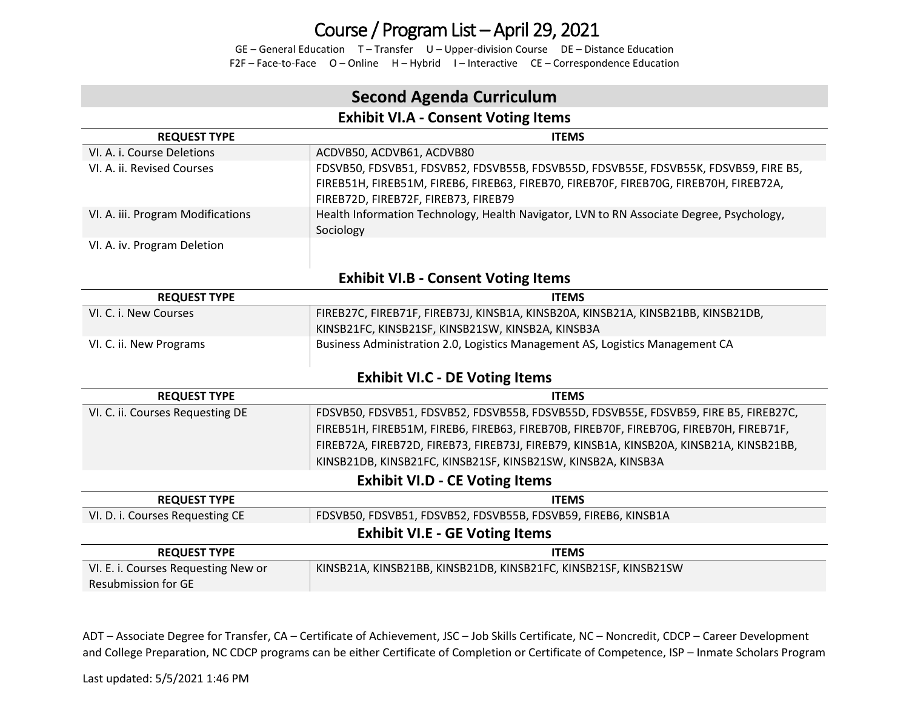# Course / Program List – April 29, 2021

GE – General Education T – Transfer U – Upper-division Course DE – Distance Education
F2F – Face-to-Face O – Online H – Hybrid I – Interactive CE – Correspondence Education

## Second Agenda Curriculum

### Exhibit VI.A - Consent Voting Items

| REQUEST TYPE | ITEMS |
|---|---|
| VI. A. i. Course Deletions | ACDVB50, ACDVB61, ACDVB80 |
| VI. A. ii. Revised Courses | FDSVB50, FDSVB51, FDSVB52, FDSVB55B, FDSVB55D, FDSVB55E, FDSVB55K, FDSVB59, FIRE B5, FIREB51H, FIREB51M, FIREB6, FIREB63, FIREB70, FIREB70F, FIREB70G, FIREB70H, FIREB72A, FIREB72D, FIREB72F, FIREB73, FIREB79 |
| VI. A. iii. Program Modifications | Health Information Technology, Health Navigator, LVN to RN Associate Degree, Psychology, Sociology |
| VI. A. iv. Program Deletion | |

### Exhibit VI.B - Consent Voting Items

| REQUEST TYPE | ITEMS |
|---|---|
| VI. C. i. New Courses | FIREB27C, FIREB71F, FIREB73J, KINSB1A, KINSB20A, KINSB21A, KINSB21BB, KINSB21DB, KINSB21FC, KINSB21SF, KINSB21SW, KINSB2A, KINSB3A |
| VI. C. ii. New Programs | Business Administration 2.0, Logistics Management AS, Logistics Management CA |

### Exhibit VI.C - DE Voting Items

| REQUEST TYPE | ITEMS |
|---|---|
| VI. C. ii. Courses Requesting DE | FDSVB50, FDSVB51, FDSVB52, FDSVB55B, FDSVB55D, FDSVB55E, FDSVB59, FIRE B5, FIREB27C, FIREB51H, FIREB51M, FIREB6, FIREB63, FIREB70B, FIREB70F, FIREB70G, FIREB70H, FIREB71F, FIREB72A, FIREB72D, FIREB73, FIREB73J, FIREB79, KINSB1A, KINSB20A, KINSB21A, KINSB21BB, KINSB21DB, KINSB21FC, KINSB21SF, KINSB21SW, KINSB2A, KINSB3A |

### Exhibit VI.D - CE Voting Items

| REQUEST TYPE | ITEMS |
|---|---|
| VI. D. i. Courses Requesting CE | FDSVB50, FDSVB51, FDSVB52, FDSVB55B, FDSVB59, FIREB6, KINSB1A |

### Exhibit VI.E - GE Voting Items

| REQUEST TYPE | ITEMS |
|---|---|
| VI. E. i. Courses Requesting New or Resubmission for GE | KINSB21A, KINSB21BB, KINSB21DB, KINSB21FC, KINSB21SF, KINSB21SW |

ADT – Associate Degree for Transfer, CA – Certificate of Achievement, JSC – Job Skills Certificate, NC – Noncredit, CDCP – Career Development and College Preparation, NC CDCP programs can be either Certificate of Completion or Certificate of Competence, ISP – Inmate Scholars Program

Last updated: 5/5/2021 1:46 PM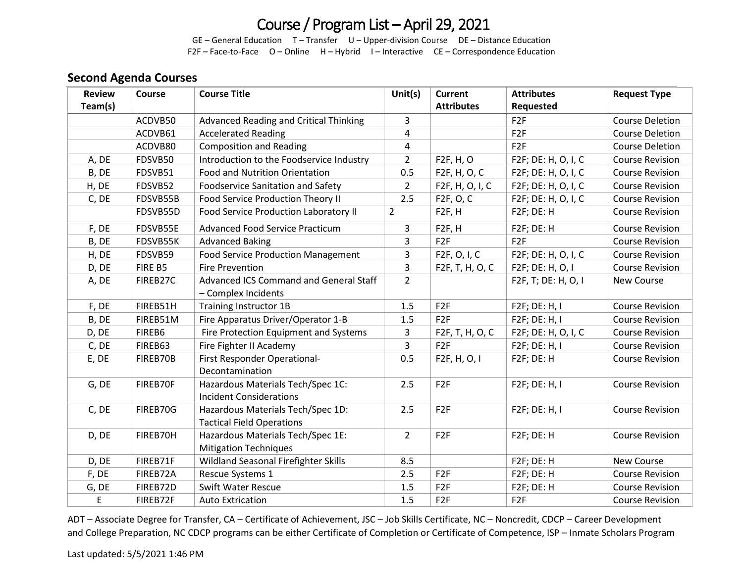# Course / Program List – April 29, 2021

GE – General Education T – Transfer U – Upper-division Course DE – Distance Education
F2F – Face-to-Face O – Online H – Hybrid I – Interactive CE – Correspondence Education

## Second Agenda Courses

| Review Team(s) | Course | Course Title | Unit(s) | Current Attributes | Attributes Requested | Request Type |
|---|---|---|---|---|---|---|
| | ACDVB50 | Advanced Reading and Critical Thinking | 3 | | F2F | Course Deletion |
| | ACDVB61 | Accelerated Reading | 4 | | F2F | Course Deletion |
| | ACDVB80 | Composition and Reading | 4 | | F2F | Course Deletion |
| A, DE | FDSVB50 | Introduction to the Foodservice Industry | 2 | F2F, H, O | F2F; DE: H, O, I, C | Course Revision |
| B, DE | FDSVB51 | Food and Nutrition Orientation | 0.5 | F2F, H, O, C | F2F; DE: H, O, I, C | Course Revision |
| H, DE | FDSVB52 | Foodservice Sanitation and Safety | 2 | F2F, H, O, I, C | F2F; DE: H, O, I, C | Course Revision |
| C, DE | FDSVB55B | Food Service Production Theory II | 2.5 | F2F, O, C | F2F; DE: H, O, I, C | Course Revision |
| | FDSVB55D | Food Service Production Laboratory II | 2 | F2F, H | F2F; DE: H | Course Revision |
| F, DE | FDSVB55E | Advanced Food Service Practicum | 3 | F2F, H | F2F; DE: H | Course Revision |
| B, DE | FDSVB55K | Advanced Baking | 3 | F2F | F2F | Course Revision |
| H, DE | FDSVB59 | Food Service Production Management | 3 | F2F, O, I, C | F2F; DE: H, O, I, C | Course Revision |
| D, DE | FIRE B5 | Fire Prevention | 3 | F2F, T, H, O, C | F2F; DE: H, O, I | Course Revision |
| A, DE | FIREB27C | Advanced ICS Command and General Staff – Complex Incidents | 2 | | F2F, T; DE: H, O, I | New Course |
| F, DE | FIREB51H | Training Instructor 1B | 1.5 | F2F | F2F; DE: H, I | Course Revision |
| B, DE | FIREB51M | Fire Apparatus Driver/Operator 1-B | 1.5 | F2F | F2F; DE: H, I | Course Revision |
| D, DE | FIREB6 | Fire Protection Equipment and Systems | 3 | F2F, T, H, O, C | F2F; DE: H, O, I, C | Course Revision |
| C, DE | FIREB63 | Fire Fighter II Academy | 3 | F2F | F2F; DE: H, I | Course Revision |
| E, DE | FIREB70B | First Responder Operational-Decontamination | 0.5 | F2F, H, O, I | F2F; DE: H | Course Revision |
| G, DE | FIREB70F | Hazardous Materials Tech/Spec 1C: Incident Considerations | 2.5 | F2F | F2F; DE: H, I | Course Revision |
| C, DE | FIREB70G | Hazardous Materials Tech/Spec 1D: Tactical Field Operations | 2.5 | F2F | F2F; DE: H, I | Course Revision |
| D, DE | FIREB70H | Hazardous Materials Tech/Spec 1E: Mitigation Techniques | 2 | F2F | F2F; DE: H | Course Revision |
| D, DE | FIREB71F | Wildland Seasonal Firefighter Skills | 8.5 | | F2F; DE: H | New Course |
| F, DE | FIREB72A | Rescue Systems 1 | 2.5 | F2F | F2F; DE: H | Course Revision |
| G, DE | FIREB72D | Swift Water Rescue | 1.5 | F2F | F2F; DE: H | Course Revision |
| E | FIREB72F | Auto Extrication | 1.5 | F2F | F2F | Course Revision |

ADT – Associate Degree for Transfer, CA – Certificate of Achievement, JSC – Job Skills Certificate, NC – Noncredit, CDCP – Career Development and College Preparation, NC CDCP programs can be either Certificate of Completion or Certificate of Competence, ISP – Inmate Scholars Program

Last updated: 5/5/2021 1:46 PM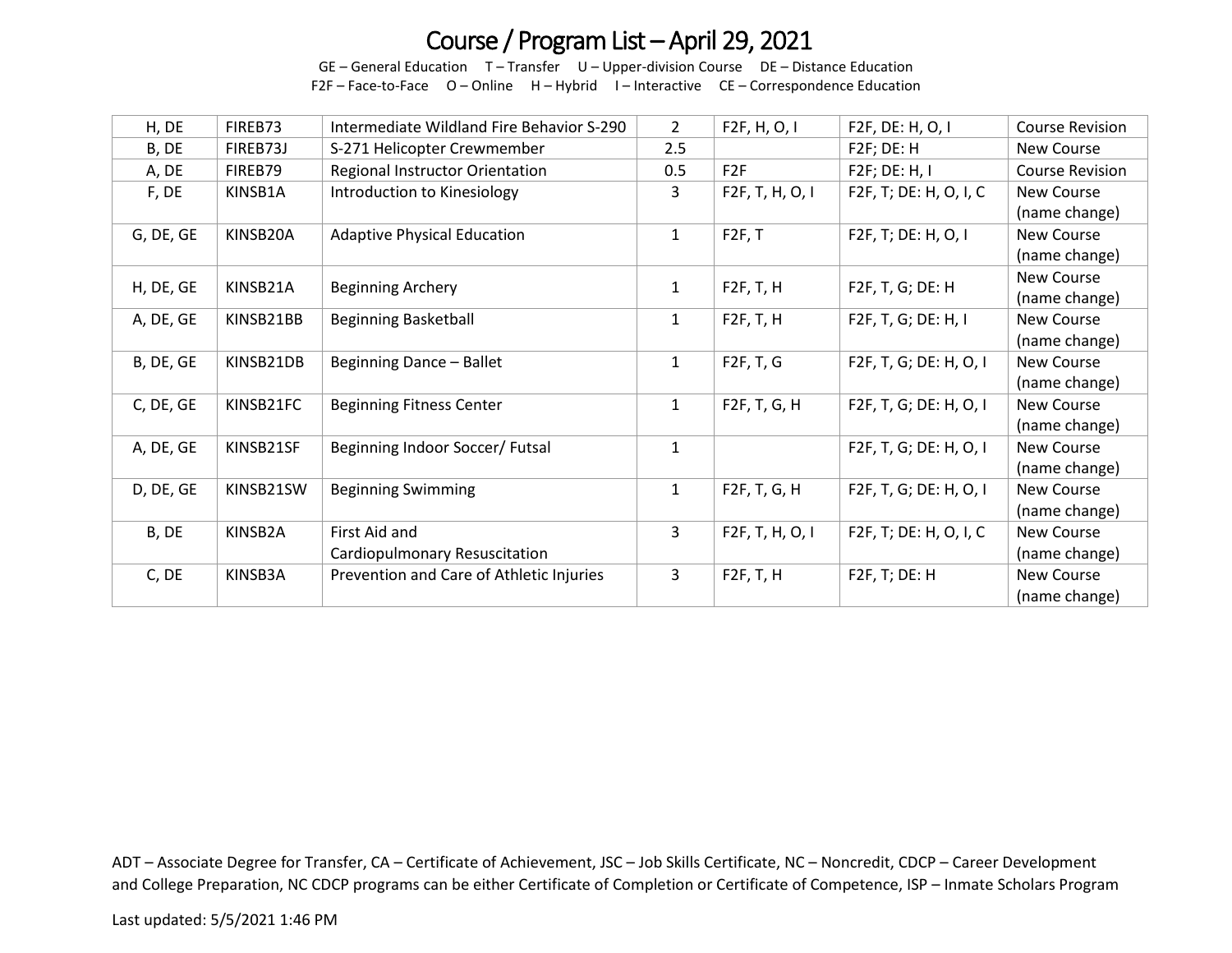# Course / Program List – April 29, 2021

GE – General Education T – Transfer U – Upper-division Course DE – Distance Education
F2F – Face-to-Face O – Online H – Hybrid I – Interactive CE – Correspondence Education

| | | | | | | |
|---|---|---|---|---|---|---|
| H, DE | FIREB73 | Intermediate Wildland Fire Behavior S-290 | 2 | F2F, H, O, I | F2F, DE: H, O, I | Course Revision |
| B, DE | FIREB73J | S-271 Helicopter Crewmember | 2.5 | | F2F; DE: H | New Course |
| A, DE | FIREB79 | Regional Instructor Orientation | 0.5 | F2F | F2F; DE: H, I | Course Revision |
| F, DE | KINSB1A | Introduction to Kinesiology | 3 | F2F, T, H, O, I | F2F, T; DE: H, O, I, C | New Course (name change) |
| G, DE, GE | KINSB20A | Adaptive Physical Education | 1 | F2F, T | F2F, T; DE: H, O, I | New Course (name change) |
| H, DE, GE | KINSB21A | Beginning Archery | 1 | F2F, T, H | F2F, T, G; DE: H | New Course (name change) |
| A, DE, GE | KINSB21BB | Beginning Basketball | 1 | F2F, T, H | F2F, T, G; DE: H, I | New Course (name change) |
| B, DE, GE | KINSB21DB | Beginning Dance – Ballet | 1 | F2F, T, G | F2F, T, G; DE: H, O, I | New Course (name change) |
| C, DE, GE | KINSB21FC | Beginning Fitness Center | 1 | F2F, T, G, H | F2F, T, G; DE: H, O, I | New Course (name change) |
| A, DE, GE | KINSB21SF | Beginning Indoor Soccer/ Futsal | 1 | | F2F, T, G; DE: H, O, I | New Course (name change) |
| D, DE, GE | KINSB21SW | Beginning Swimming | 1 | F2F, T, G, H | F2F, T, G; DE: H, O, I | New Course (name change) |
| B, DE | KINSB2A | First Aid and Cardiopulmonary Resuscitation | 3 | F2F, T, H, O, I | F2F, T; DE: H, O, I, C | New Course (name change) |
| C, DE | KINSB3A | Prevention and Care of Athletic Injuries | 3 | F2F, T, H | F2F, T; DE: H | New Course (name change) |

ADT – Associate Degree for Transfer, CA – Certificate of Achievement, JSC – Job Skills Certificate, NC – Noncredit, CDCP – Career Development and College Preparation, NC CDCP programs can be either Certificate of Completion or Certificate of Competence, ISP – Inmate Scholars Program

Last updated: 5/5/2021 1:46 PM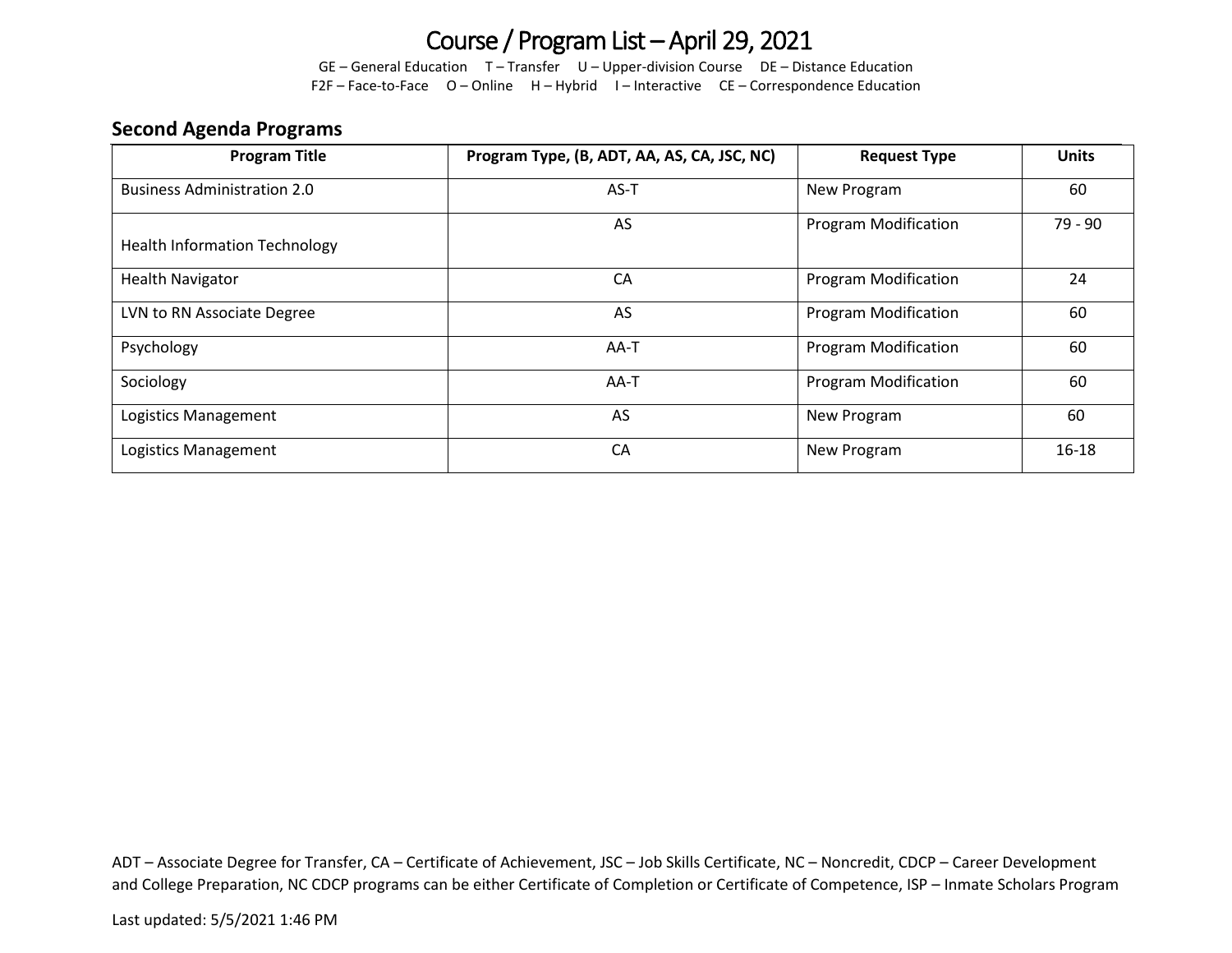# Course / Program List – April 29, 2021

GE – General Education T – Transfer U – Upper-division Course DE – Distance Education
F2F – Face-to-Face O – Online H – Hybrid I – Interactive CE – Correspondence Education

## Second Agenda Programs

| Program Title | Program Type, (B, ADT, AA, AS, CA, JSC, NC) | Request Type | Units |
|---|---|---|---|
| Business Administration 2.0 | AS-T | New Program | 60 |
| Health Information Technology | AS | Program Modification | 79 - 90 |
| Health Navigator | CA | Program Modification | 24 |
| LVN to RN Associate Degree | AS | Program Modification | 60 |
| Psychology | AA-T | Program Modification | 60 |
| Sociology | AA-T | Program Modification | 60 |
| Logistics Management | AS | New Program | 60 |
| Logistics Management | CA | New Program | 16-18 |

ADT – Associate Degree for Transfer, CA – Certificate of Achievement, JSC – Job Skills Certificate, NC – Noncredit, CDCP – Career Development and College Preparation, NC CDCP programs can be either Certificate of Completion or Certificate of Competence, ISP – Inmate Scholars Program

Last updated: 5/5/2021 1:46 PM